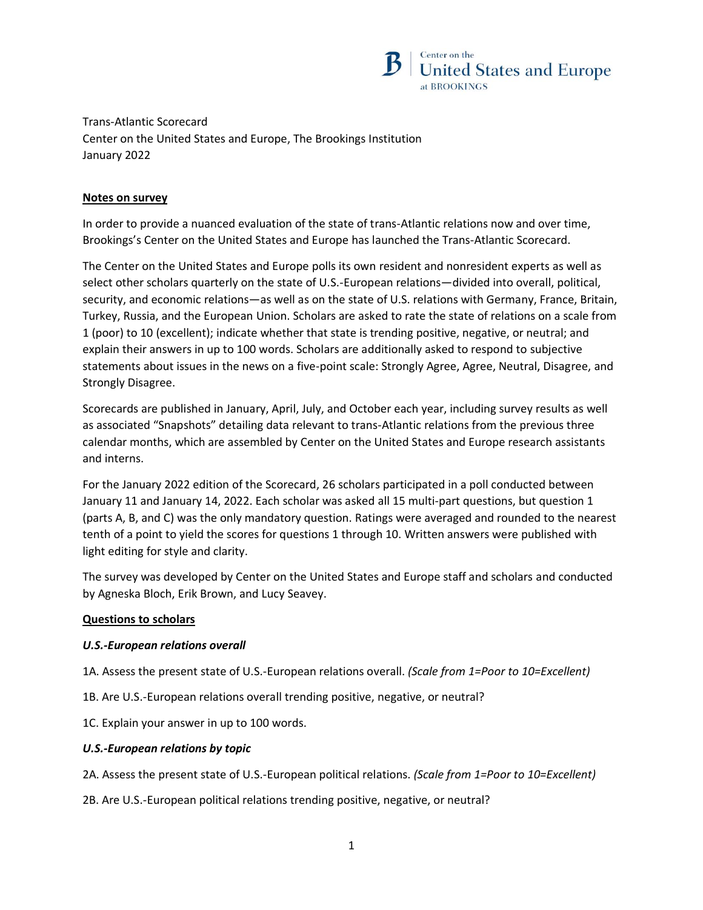Trans-Atlantic Scorecard
Center on the United States and Europe, The Brookings Institution
January 2022

**Notes on survey**

In order to provide a nuanced evaluation of the state of trans-Atlantic relations now and over time, Brookings's Center on the United States and Europe has launched the Trans-Atlantic Scorecard.

The Center on the United States and Europe polls its own resident and nonresident experts as well as select other scholars quarterly on the state of U.S.-European relations—divided into overall, political, security, and economic relations—as well as on the state of U.S. relations with Germany, France, Britain, Turkey, Russia, and the European Union. Scholars are asked to rate the state of relations on a scale from 1 (poor) to 10 (excellent); indicate whether that state is trending positive, negative, or neutral; and explain their answers in up to 100 words. Scholars are additionally asked to respond to subjective statements about issues in the news on a five-point scale: Strongly Agree, Agree, Neutral, Disagree, and Strongly Disagree.

Scorecards are published in January, April, July, and October each year, including survey results as well as associated "Snapshots" detailing data relevant to trans-Atlantic relations from the previous three calendar months, which are assembled by Center on the United States and Europe research assistants and interns.

For the January 2022 edition of the Scorecard, 26 scholars participated in a poll conducted between January 11 and January 14, 2022. Each scholar was asked all 15 multi-part questions, but question 1 (parts A, B, and C) was the only mandatory question. Ratings were averaged and rounded to the nearest tenth of a point to yield the scores for questions 1 through 10. Written answers were published with light editing for style and clarity.

The survey was developed by Center on the United States and Europe staff and scholars and conducted by Agneska Bloch, Erik Brown, and Lucy Seavey.

**Questions to scholars**

***U.S.-European relations overall***

1A. Assess the present state of U.S.-European relations overall. *(Scale from 1=Poor to 10=Excellent)*

1B. Are U.S.-European relations overall trending positive, negative, or neutral?

1C. Explain your answer in up to 100 words.

***U.S.-European relations by topic***

2A. Assess the present state of U.S.-European political relations. *(Scale from 1=Poor to 10=Excellent)*

2B. Are U.S.-European political relations trending positive, negative, or neutral?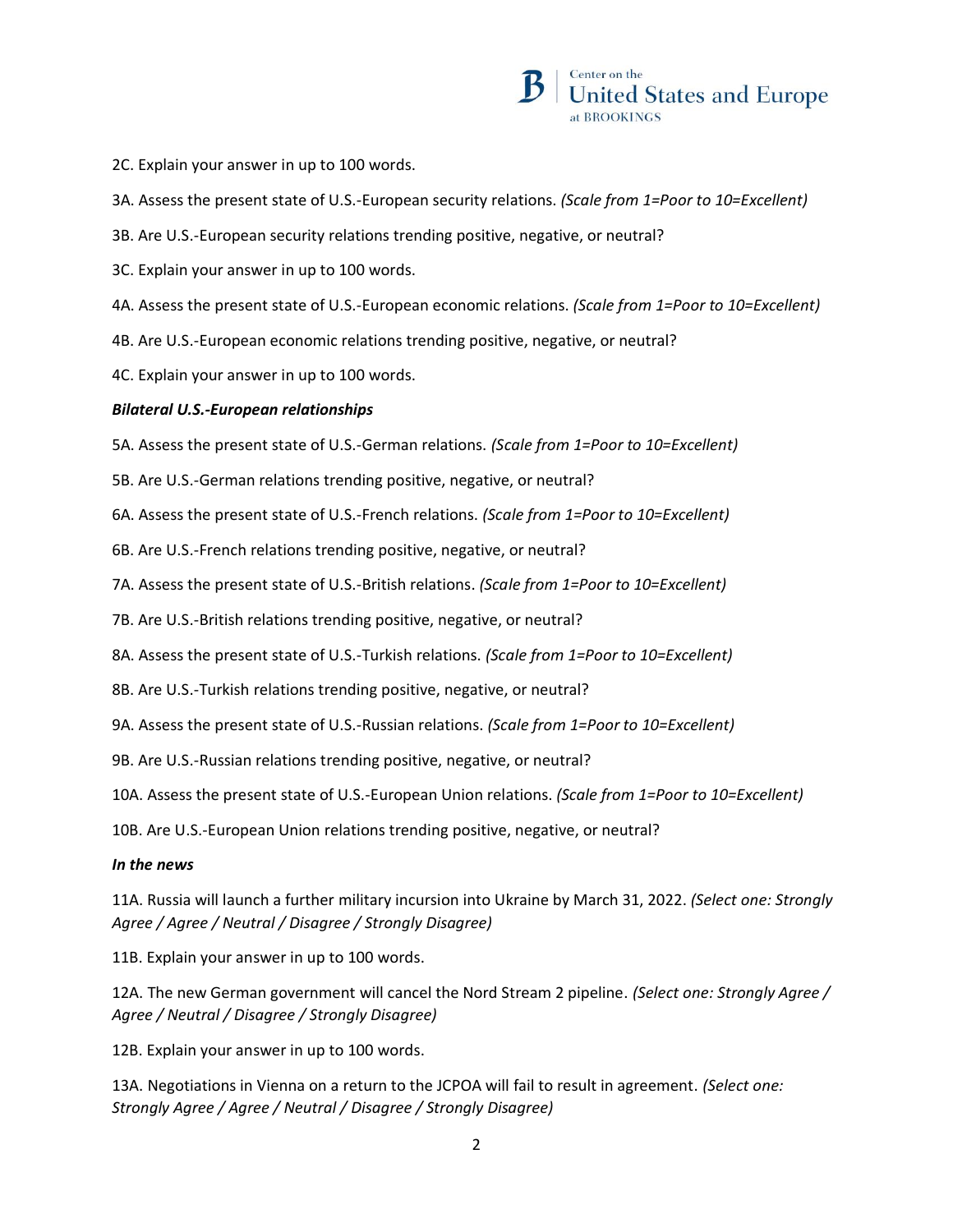2C. Explain your answer in up to 100 words.

3A. Assess the present state of U.S.-European security relations. *(Scale from 1=Poor to 10=Excellent)*

3B. Are U.S.-European security relations trending positive, negative, or neutral?

3C. Explain your answer in up to 100 words.

4A. Assess the present state of U.S.-European economic relations. *(Scale from 1=Poor to 10=Excellent)*

4B. Are U.S.-European economic relations trending positive, negative, or neutral?

4C. Explain your answer in up to 100 words.

***Bilateral U.S.-European relationships***

5A. Assess the present state of U.S.-German relations. *(Scale from 1=Poor to 10=Excellent)*

5B. Are U.S.-German relations trending positive, negative, or neutral?

6A. Assess the present state of U.S.-French relations. *(Scale from 1=Poor to 10=Excellent)*

6B. Are U.S.-French relations trending positive, negative, or neutral?

7A. Assess the present state of U.S.-British relations. *(Scale from 1=Poor to 10=Excellent)*

7B. Are U.S.-British relations trending positive, negative, or neutral?

8A. Assess the present state of U.S.-Turkish relations. *(Scale from 1=Poor to 10=Excellent)*

8B. Are U.S.-Turkish relations trending positive, negative, or neutral?

9A. Assess the present state of U.S.-Russian relations. *(Scale from 1=Poor to 10=Excellent)*

9B. Are U.S.-Russian relations trending positive, negative, or neutral?

10A. Assess the present state of U.S.-European Union relations. *(Scale from 1=Poor to 10=Excellent)*

10B. Are U.S.-European Union relations trending positive, negative, or neutral?

***In the news***

11A. Russia will launch a further military incursion into Ukraine by March 31, 2022. *(Select one: Strongly Agree / Agree / Neutral / Disagree / Strongly Disagree)*

11B. Explain your answer in up to 100 words.

12A. The new German government will cancel the Nord Stream 2 pipeline. *(Select one: Strongly Agree / Agree / Neutral / Disagree / Strongly Disagree)*

12B. Explain your answer in up to 100 words.

13A. Negotiations in Vienna on a return to the JCPOA will fail to result in agreement. *(Select one: Strongly Agree / Agree / Neutral / Disagree / Strongly Disagree)*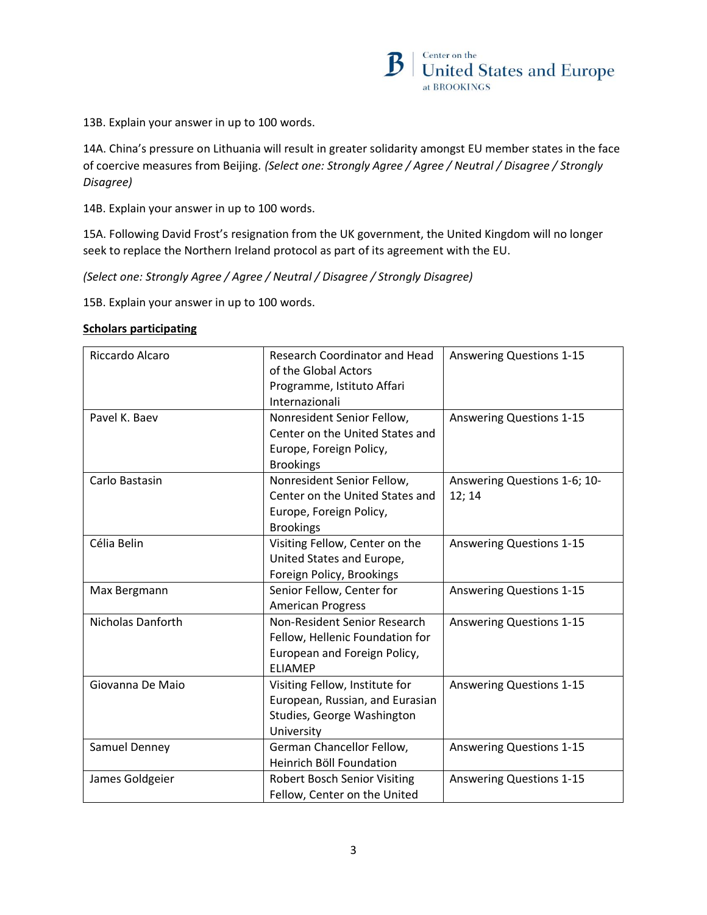13B. Explain your answer in up to 100 words.

14A. China's pressure on Lithuania will result in greater solidarity amongst EU member states in the face of coercive measures from Beijing. *(Select one: Strongly Agree / Agree / Neutral / Disagree / Strongly Disagree)*

14B. Explain your answer in up to 100 words.

15A. Following David Frost's resignation from the UK government, the United Kingdom will no longer seek to replace the Northern Ireland protocol as part of its agreement with the EU.

*(Select one: Strongly Agree / Agree / Neutral / Disagree / Strongly Disagree)*

15B. Explain your answer in up to 100 words.

**Scholars participating**

| | | |
|---|---|---|
| Riccardo Alcaro | Research Coordinator and Head of the Global Actors Programme, Istituto Affari Internazionali | Answering Questions 1-15 |
| Pavel K. Baev | Nonresident Senior Fellow, Center on the United States and Europe, Foreign Policy, Brookings | Answering Questions 1-15 |
| Carlo Bastasin | Nonresident Senior Fellow, Center on the United States and Europe, Foreign Policy, Brookings | Answering Questions 1-6; 10-12; 14 |
| Célia Belin | Visiting Fellow, Center on the United States and Europe, Foreign Policy, Brookings | Answering Questions 1-15 |
| Max Bergmann | Senior Fellow, Center for American Progress | Answering Questions 1-15 |
| Nicholas Danforth | Non-Resident Senior Research Fellow, Hellenic Foundation for European and Foreign Policy, ELIAMEP | Answering Questions 1-15 |
| Giovanna De Maio | Visiting Fellow, Institute for European, Russian, and Eurasian Studies, George Washington University | Answering Questions 1-15 |
| Samuel Denney | German Chancellor Fellow, Heinrich Böll Foundation | Answering Questions 1-15 |
| James Goldgeier | Robert Bosch Senior Visiting Fellow, Center on the United | Answering Questions 1-15 |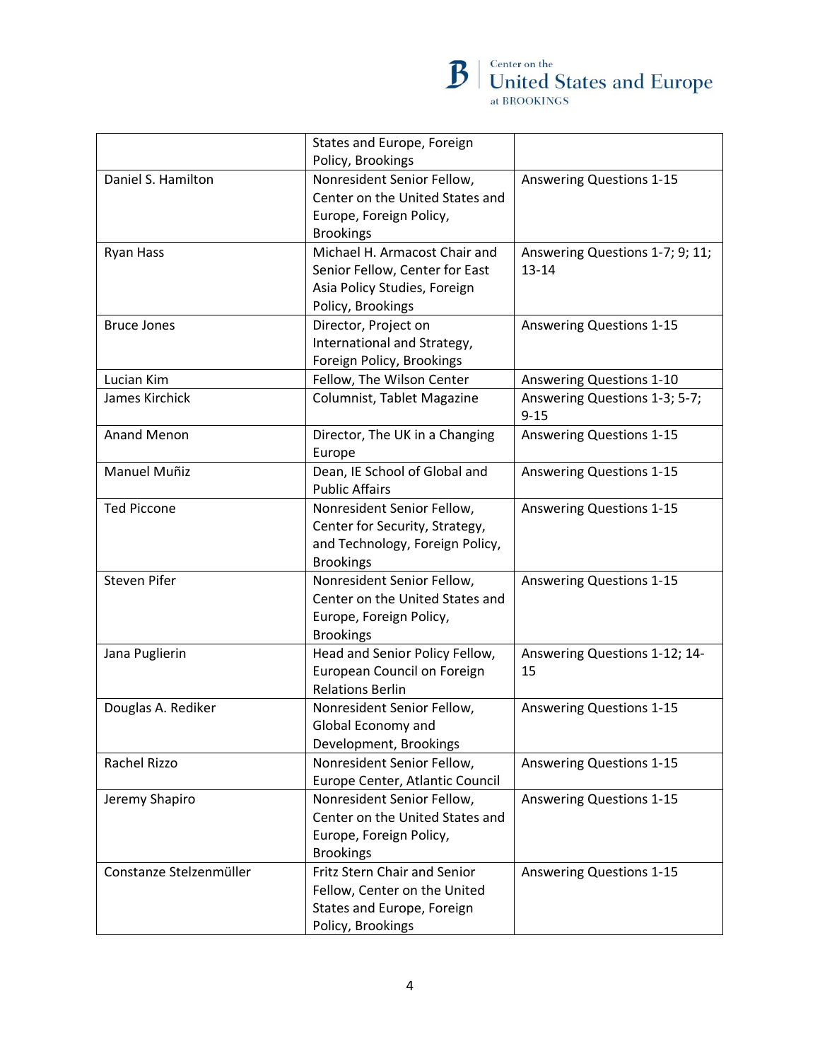| | | |
|---|---|---|
| | States and Europe, Foreign Policy, Brookings | |
| Daniel S. Hamilton | Nonresident Senior Fellow, Center on the United States and Europe, Foreign Policy, Brookings | Answering Questions 1-15 |
| Ryan Hass | Michael H. Armacost Chair and Senior Fellow, Center for East Asia Policy Studies, Foreign Policy, Brookings | Answering Questions 1-7; 9; 11; 13-14 |
| Bruce Jones | Director, Project on International and Strategy, Foreign Policy, Brookings | Answering Questions 1-15 |
| Lucian Kim | Fellow, The Wilson Center | Answering Questions 1-10 |
| James Kirchick | Columnist, Tablet Magazine | Answering Questions 1-3; 5-7; 9-15 |
| Anand Menon | Director, The UK in a Changing Europe | Answering Questions 1-15 |
| Manuel Muñiz | Dean, IE School of Global and Public Affairs | Answering Questions 1-15 |
| Ted Piccone | Nonresident Senior Fellow, Center for Security, Strategy, and Technology, Foreign Policy, Brookings | Answering Questions 1-15 |
| Steven Pifer | Nonresident Senior Fellow, Center on the United States and Europe, Foreign Policy, Brookings | Answering Questions 1-15 |
| Jana Puglierin | Head and Senior Policy Fellow, European Council on Foreign Relations Berlin | Answering Questions 1-12; 14-15 |
| Douglas A. Rediker | Nonresident Senior Fellow, Global Economy and Development, Brookings | Answering Questions 1-15 |
| Rachel Rizzo | Nonresident Senior Fellow, Europe Center, Atlantic Council | Answering Questions 1-15 |
| Jeremy Shapiro | Nonresident Senior Fellow, Center on the United States and Europe, Foreign Policy, Brookings | Answering Questions 1-15 |
| Constanze Stelzenmüller | Fritz Stern Chair and Senior Fellow, Center on the United States and Europe, Foreign Policy, Brookings | Answering Questions 1-15 |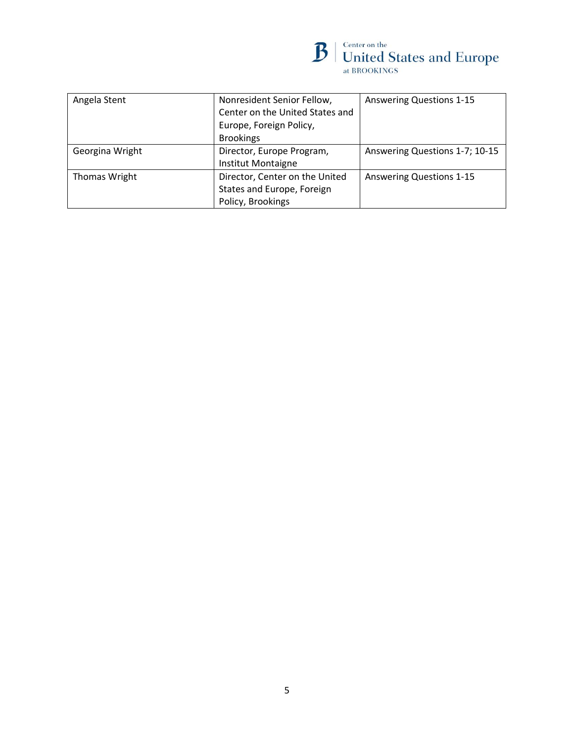| | | |
|---|---|---|
| Angela Stent | Nonresident Senior Fellow, Center on the United States and Europe, Foreign Policy, Brookings | Answering Questions 1-15 |
| Georgina Wright | Director, Europe Program, Institut Montaigne | Answering Questions 1-7; 10-15 |
| Thomas Wright | Director, Center on the United States and Europe, Foreign Policy, Brookings | Answering Questions 1-15 |